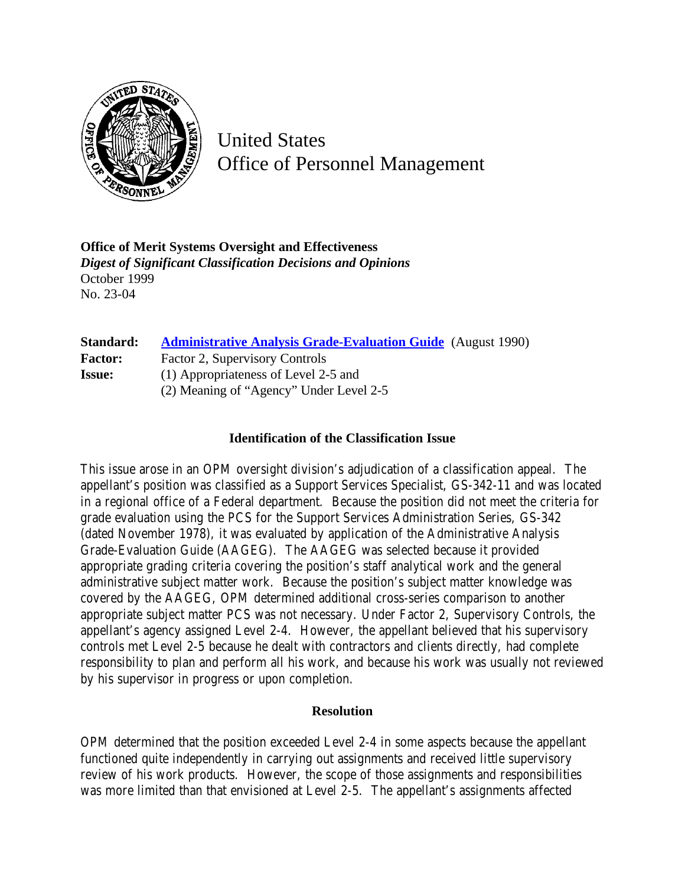# United States Office of Personnel Management

**Office of Merit Systems Oversight and Effectiveness**
***Digest of Significant Classification Decisions and Opinions***
October 1999
No. 23-04

| | |
|---|---|
| **Standard:** | **Administrative Analysis Grade-Evaluation Guide** (August 1990) |
| **Factor:** | Factor 2, Supervisory Controls |
| **Issue:** | (1) Appropriateness of Level 2-5 and<br>(2) Meaning of "Agency" Under Level 2-5 |

### Identification of the Classification Issue

This issue arose in an OPM oversight division's adjudication of a classification appeal. The appellant's position was classified as a Support Services Specialist, GS-342-11 and was located in a regional office of a Federal department. Because the position did not meet the criteria for grade evaluation using the PCS for the Support Services Administration Series, GS-342 (dated November 1978), it was evaluated by application of the Administrative Analysis Grade-Evaluation Guide (AAGEG). The AAGEG was selected because it provided appropriate grading criteria covering the position's staff analytical work and the general administrative subject matter work. Because the position's subject matter knowledge was covered by the AAGEG, OPM determined additional cross-series comparison to another appropriate subject matter PCS was not necessary. Under Factor 2, Supervisory Controls, the appellant's agency assigned Level 2-4. However, the appellant believed that his supervisory controls met Level 2-5 because he dealt with contractors and clients directly, had complete responsibility to plan and perform all his work, and because his work was usually not reviewed by his supervisor in progress or upon completion.

### Resolution

OPM determined that the position exceeded Level 2-4 in some aspects because the appellant functioned quite independently in carrying out assignments and received little supervisory review of his work products. However, the scope of those assignments and responsibilities was more limited than that envisioned at Level 2-5. The appellant's assignments affected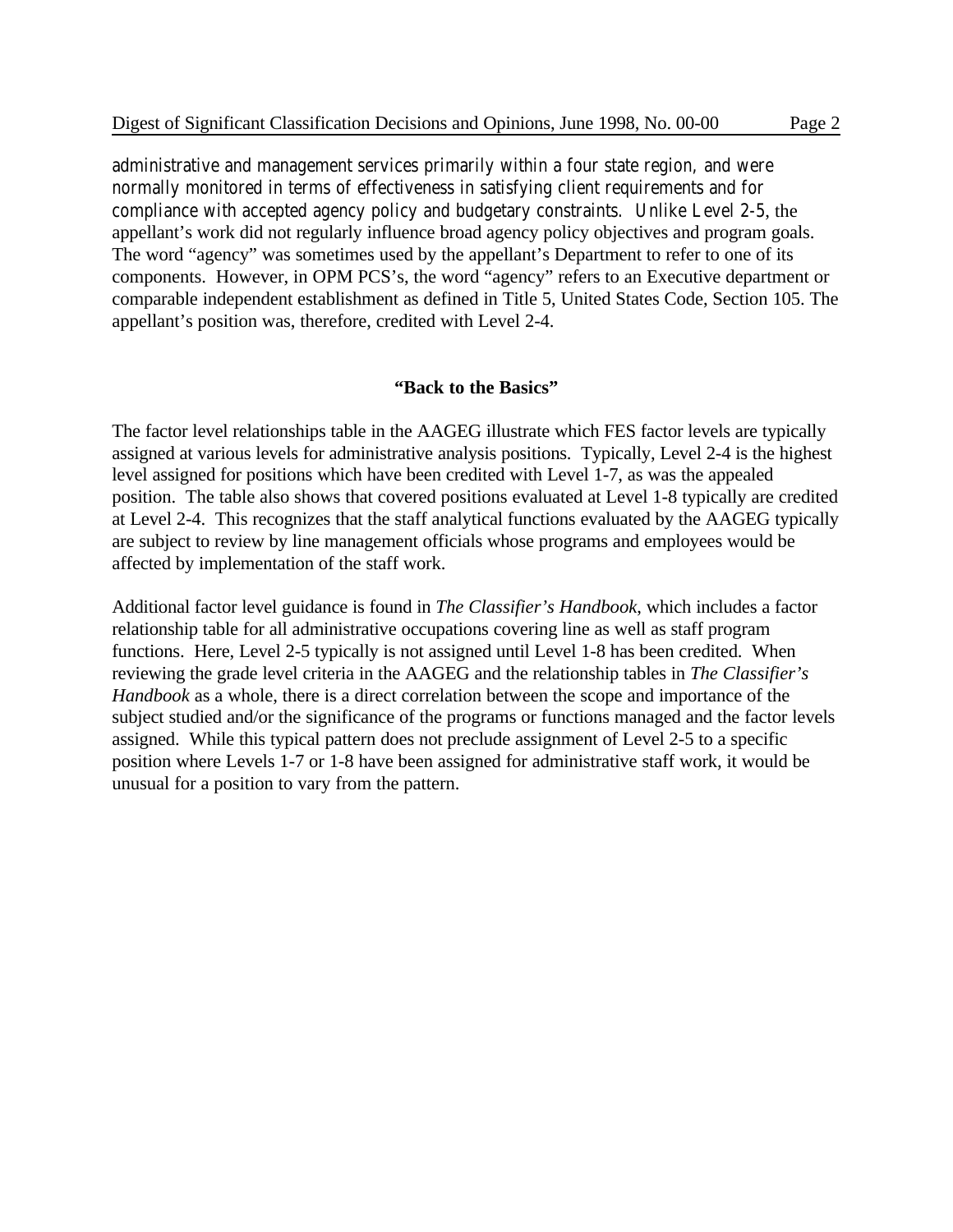administrative and management services primarily within a four state region, and were normally monitored in terms of effectiveness in satisfying client requirements and for compliance with accepted agency policy and budgetary constraints. Unlike Level 2-5, the appellant's work did not regularly influence broad agency policy objectives and program goals. The word "agency" was sometimes used by the appellant's Department to refer to one of its components. However, in OPM PCS's, the word "agency" refers to an Executive department or comparable independent establishment as defined in Title 5, United States Code, Section 105. The appellant's position was, therefore, credited with Level 2-4.

**"Back to the Basics"**

The factor level relationships table in the AAGEG illustrate which FES factor levels are typically assigned at various levels for administrative analysis positions. Typically, Level 2-4 is the highest level assigned for positions which have been credited with Level 1-7, as was the appealed position. The table also shows that covered positions evaluated at Level 1-8 typically are credited at Level 2-4. This recognizes that the staff analytical functions evaluated by the AAGEG typically are subject to review by line management officials whose programs and employees would be affected by implementation of the staff work.

Additional factor level guidance is found in *The Classifier's Handbook*, which includes a factor relationship table for all administrative occupations covering line as well as staff program functions. Here, Level 2-5 typically is not assigned until Level 1-8 has been credited. When reviewing the grade level criteria in the AAGEG and the relationship tables in *The Classifier's Handbook* as a whole, there is a direct correlation between the scope and importance of the subject studied and/or the significance of the programs or functions managed and the factor levels assigned. While this typical pattern does not preclude assignment of Level 2-5 to a specific position where Levels 1-7 or 1-8 have been assigned for administrative staff work, it would be unusual for a position to vary from the pattern.